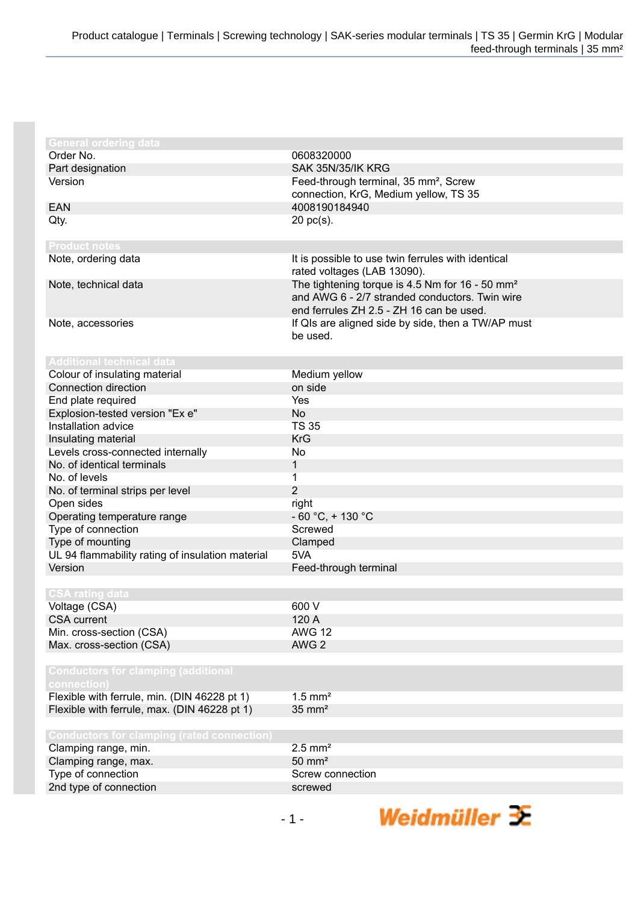## General ordering data

| | |
|---|---|
| Order No. | 0608320000 |
| Part designation | SAK 35N/35/IK KRG |
| Version | Feed-through terminal, 35 mm², Screw connection, KrG, Medium yellow, TS 35 |
| EAN | 4008190184940 |
| Qty. | 20 pc(s). |

## Product notes

| | |
|---|---|
| Note, ordering data | It is possible to use twin ferrules with identical rated voltages (LAB 13090). |
| Note, technical data | The tightening torque is 4.5 Nm for 16 - 50 mm² and AWG 6 - 2/7 stranded conductors. Twin wire end ferrules ZH 2.5 - ZH 16 can be used. |
| Note, accessories | If QIs are aligned side by side, then a TW/AP must be used. |

## Additional technical data

| | |
|---|---|
| Colour of insulating material | Medium yellow |
| Connection direction | on side |
| End plate required | Yes |
| Explosion-tested version "Ex e" | No |
| Installation advice | TS 35 |
| Insulating material | KrG |
| Levels cross-connected internally | No |
| No. of identical terminals | 1 |
| No. of levels | 1 |
| No. of terminal strips per level | 2 |
| Open sides | right |
| Operating temperature range | - 60 °C, + 130 °C |
| Type of connection | Screwed |
| Type of mounting | Clamped |
| UL 94 flammability rating of insulation material | 5VA |
| Version | Feed-through terminal |

## CSA rating data

| | |
|---|---|
| Voltage (CSA) | 600 V |
| CSA current | 120 A |
| Min. cross-section (CSA) | AWG 12 |
| Max. cross-section (CSA) | AWG 2 |

## Conductors for clamping (additional connection)

| | |
|---|---|
| Flexible with ferrule, min. (DIN 46228 pt 1) | 1.5 mm² |
| Flexible with ferrule, max. (DIN 46228 pt 1) | 35 mm² |

## Conductors for clamping (rated connection)

| | |
|---|---|
| Clamping range, min. | 2.5 mm² |
| Clamping range, max. | 50 mm² |
| Type of connection | Screw connection |
| 2nd type of connection | screwed |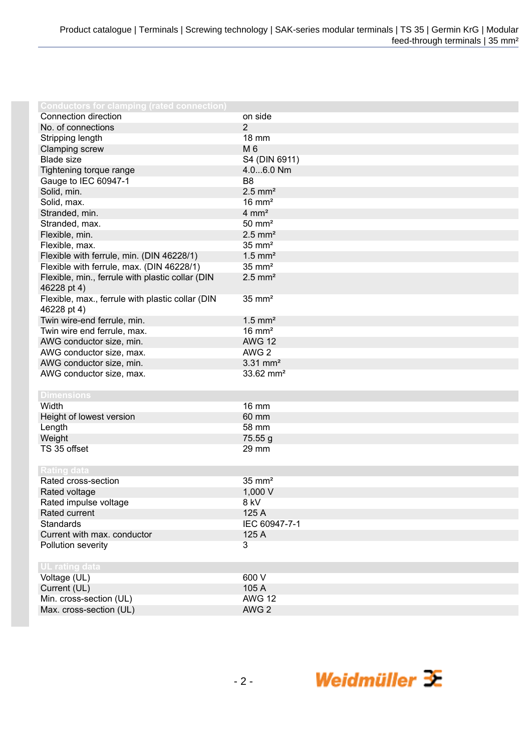| Conductors for clamping (rated connection) | |
|---|---|
| Connection direction | on side |
| No. of connections | 2 |
| Stripping length | 18 mm |
| Clamping screw | M 6 |
| Blade size | S4 (DIN 6911) |
| Tightening torque range | 4.0...6.0 Nm |
| Gauge to IEC 60947-1 | B8 |
| Solid, min. | 2.5 mm² |
| Solid, max. | 16 mm² |
| Stranded, min. | 4 mm² |
| Stranded, max. | 50 mm² |
| Flexible, min. | 2.5 mm² |
| Flexible, max. | 35 mm² |
| Flexible with ferrule, min. (DIN 46228/1) | 1.5 mm² |
| Flexible with ferrule, max. (DIN 46228/1) | 35 mm² |
| Flexible, min., ferrule with plastic collar (DIN 46228 pt 4) | 2.5 mm² |
| Flexible, max., ferrule with plastic collar (DIN 46228 pt 4) | 35 mm² |
| Twin wire-end ferrule, min. | 1.5 mm² |
| Twin wire end ferrule, max. | 16 mm² |
| AWG conductor size, min. | AWG 12 |
| AWG conductor size, max. | AWG 2 |
| AWG conductor size, min. | 3.31 mm² |
| AWG conductor size, max. | 33.62 mm² |

| Dimensions | |
|---|---|
| Width | 16 mm |
| Height of lowest version | 60 mm |
| Length | 58 mm |
| Weight | 75.55 g |
| TS 35 offset | 29 mm |

| Rating data | |
|---|---|
| Rated cross-section | 35 mm² |
| Rated voltage | 1,000 V |
| Rated impulse voltage | 8 kV |
| Rated current | 125 A |
| Standards | IEC 60947-7-1 |
| Current with max. conductor | 125 A |
| Pollution severity | 3 |

| UL rating data | |
|---|---|
| Voltage (UL) | 600 V |
| Current (UL) | 105 A |
| Min. cross-section (UL) | AWG 12 |
| Max. cross-section (UL) | AWG 2 |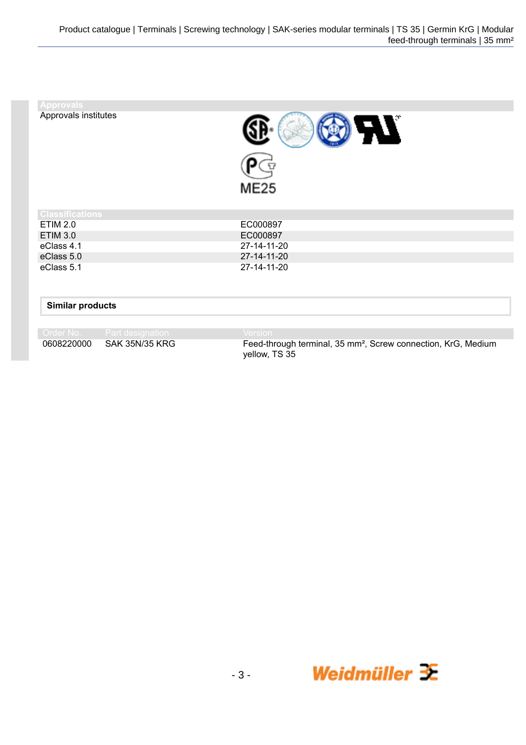## Approvals

| | |
|---|---|
| Approvals institutes | ME25 |

## Classifications

| | |
|---|---|
| ETIM 2.0 | EC000897 |
| ETIM 3.0 | EC000897 |
| eClass 4.1 | 27-14-11-20 |
| eClass 5.0 | 27-14-11-20 |
| eClass 5.1 | 27-14-11-20 |

## Similar products

| Order No. | Part designation | Version |
|---|---|---|
| 0608220000 | SAK 35N/35 KRG | Feed-through terminal, 35 mm², Screw connection, KrG, Medium yellow, TS 35 |